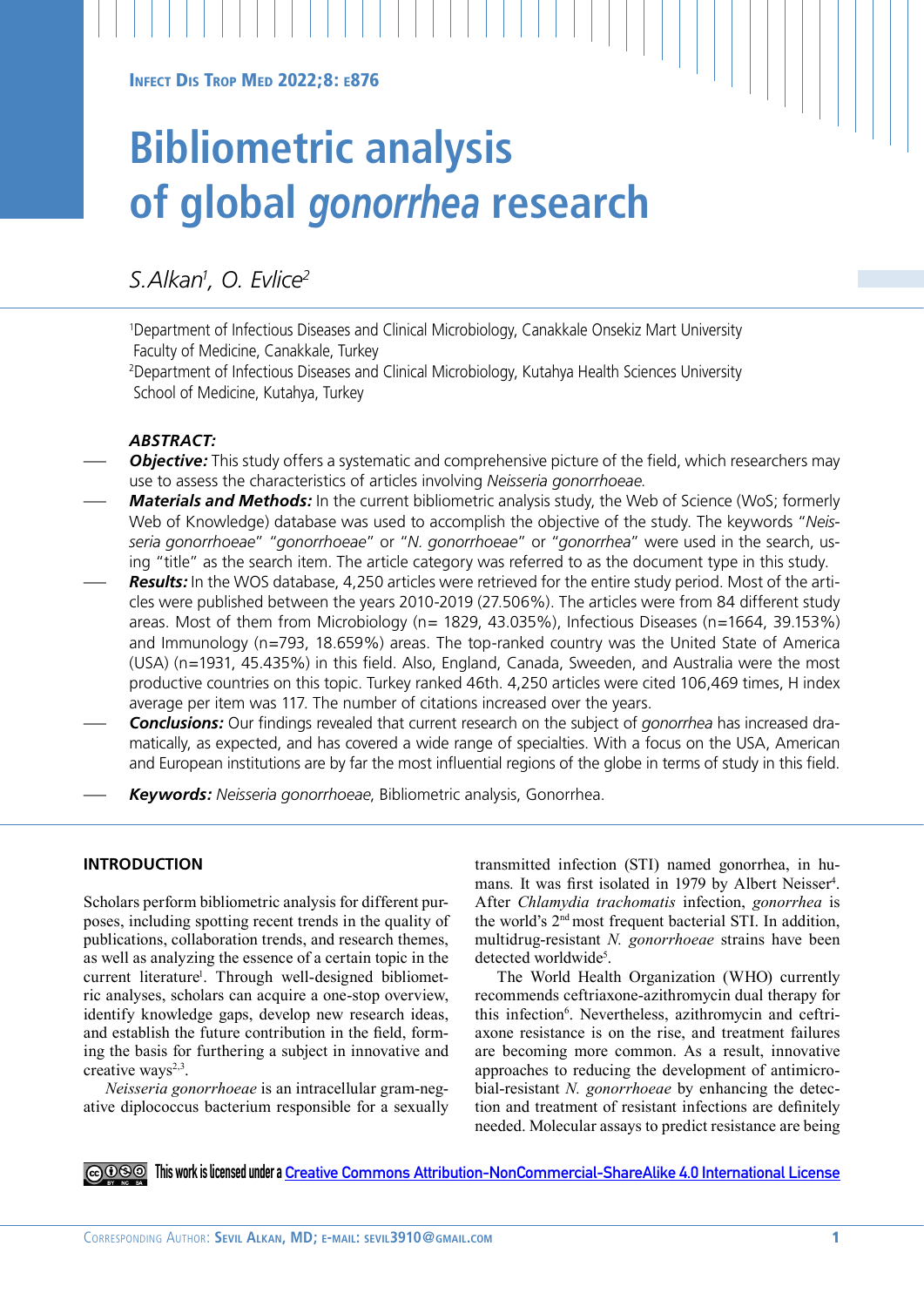# Bibliometric analysis of global *gonorrhea* research

*S.Alkan*[1], *O. Evlice*[2]

[1]Department of Infectious Diseases and Clinical Microbiology, Canakkale Onsekiz Mart University Faculty of Medicine, Canakkale, Turkey
[2]Department of Infectious Diseases and Clinical Microbiology, Kutahya Health Sciences University School of Medicine, Kutahya, Turkey

***ABSTRACT:***

- ***Objective:*** This study offers a systematic and comprehensive picture of the field, which researchers may use to assess the characteristics of articles involving *Neisseria gonorrhoeae.*
- ***Materials and Methods:*** In the current bibliometric analysis study, the Web of Science (WoS; formerly Web of Knowledge) database was used to accomplish the objective of the study. The keywords "*Neisseria gonorrhoeae*" "*gonorrhoeae*" or "*N. gonorrhoeae*" or "*gonorrhea*" were used in the search, using "title" as the search item. The article category was referred to as the document type in this study.
- ***Results:*** In the WOS database, 4,250 articles were retrieved for the entire study period. Most of the articles were published between the years 2010-2019 (27.506%). The articles were from 84 different study areas. Most of them from Microbiology (n= 1829, 43.035%), Infectious Diseases (n=1664, 39.153%) and Immunology (n=793, 18.659%) areas. The top-ranked country was the United State of America (USA) (n=1931, 45.435%) in this field. Also, England, Canada, Sweeden, and Australia were the most productive countries on this topic. Turkey ranked 46th. 4,250 articles were cited 106,469 times, H index average per item was 117. The number of citations increased over the years.
- ***Conclusions:*** Our findings revealed that current research on the subject of *gonorrhea* has increased dramatically, as expected, and has covered a wide range of specialties. With a focus on the USA, American and European institutions are by far the most influential regions of the globe in terms of study in this field.
- ***Keywords:*** *Neisseria gonorrhoeae*, Bibliometric analysis, Gonorrhea.

## INTRODUCTION

Scholars perform bibliometric analysis for different purposes, including spotting recent trends in the quality of publications, collaboration trends, and research themes, as well as analyzing the essence of a certain topic in the current literature[1]. Through well-designed bibliometric analyses, scholars can acquire a one-stop overview, identify knowledge gaps, develop new research ideas, and establish the future contribution in the field, forming the basis for furthering a subject in innovative and creative ways[2,3].

*Neisseria gonorrhoeae* is an intracellular gram-negative diplococcus bacterium responsible for a sexually transmitted infection (STI) named gonorrhea, in humans. It was first isolated in 1979 by Albert Neisser[4]. After *Chlamydia trachomatis* infection, *gonorrhea* is the world's 2nd most frequent bacterial STI. In addition, multidrug-resistant *N. gonorrhoeae* strains have been detected worldwide[5].

The World Health Organization (WHO) currently recommends ceftriaxone-azithromycin dual therapy for this infection[6]. Nevertheless, azithromycin and ceftriaxone resistance is on the rise, and treatment failures are becoming more common. As a result, innovative approaches to reducing the development of antimicrobial-resistant *N. gonorrhoeae* by enhancing the detection and treatment of resistant infections are definitely needed. Molecular assays to predict resistance are being

This work is licensed under a Creative Commons Attribution-NonCommercial-ShareAlike 4.0 International License

Corresponding Author: Sevil Alkan, MD; e-mail: sevil3910@gmail.com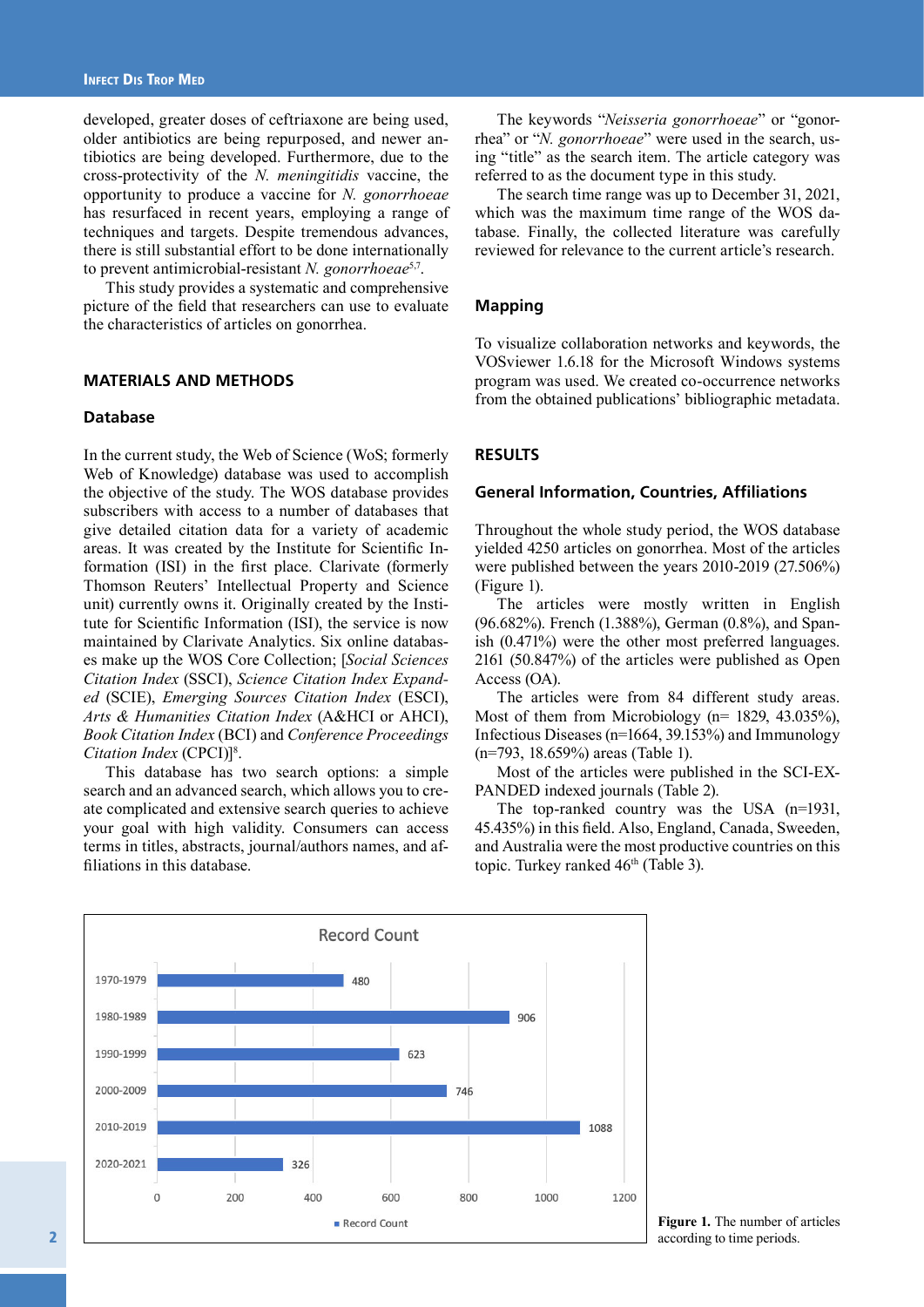developed, greater doses of ceftriaxone are being used, older antibiotics are being repurposed, and newer antibiotics are being developed. Furthermore, due to the cross-protectivity of the *N. meningitidis* vaccine, the opportunity to produce a vaccine for *N. gonorrhoeae* has resurfaced in recent years, employing a range of techniques and targets. Despite tremendous advances, there is still substantial effort to be done internationally to prevent antimicrobial-resistant *N. gonorrhoeae*[5,7].

This study provides a systematic and comprehensive picture of the field that researchers can use to evaluate the characteristics of articles on gonorrhea.

## MATERIALS AND METHODS

### Database

In the current study, the Web of Science (WoS; formerly Web of Knowledge) database was used to accomplish the objective of the study. The WOS database provides subscribers with access to a number of databases that give detailed citation data for a variety of academic areas. It was created by the Institute for Scientific Information (ISI) in the first place. Clarivate (formerly Thomson Reuters' Intellectual Property and Science unit) currently owns it. Originally created by the Institute for Scientific Information (ISI), the service is now maintained by Clarivate Analytics. Six online databases make up the WOS Core Collection; [*Social Sciences Citation Index* (SSCI), *Science Citation Index Expanded* (SCIE), *Emerging Sources Citation Index* (ESCI), *Arts & Humanities Citation Index* (A&HCI or AHCI), *Book Citation Index* (BCI) and *Conference Proceedings Citation Index* (CPCI)][8].

This database has two search options: a simple search and an advanced search, which allows you to create complicated and extensive search queries to achieve your goal with high validity. Consumers can access terms in titles, abstracts, journal/authors names, and affiliations in this database.

The keywords "*Neisseria gonorrhoeae*" or "gonorrhea" or "*N. gonorrhoeae*" were used in the search, using "title" as the search item. The article category was referred to as the document type in this study.

The search time range was up to December 31, 2021, which was the maximum time range of the WOS database. Finally, the collected literature was carefully reviewed for relevance to the current article's research.

### Mapping

To visualize collaboration networks and keywords, the VOSviewer 1.6.18 for the Microsoft Windows systems program was used. We created co-occurrence networks from the obtained publications' bibliographic metadata.

## RESULTS

### General Information, Countries, Affiliations

Throughout the whole study period, the WOS database yielded 4250 articles on gonorrhea. Most of the articles were published between the years 2010-2019 (27.506%) (Figure 1).

The articles were mostly written in English (96.682%). French (1.388%), German (0.8%), and Spanish (0.471%) were the other most preferred languages. 2161 (50.847%) of the articles were published as Open Access (OA).

The articles were from 84 different study areas. Most of them from Microbiology (n= 1829, 43.035%), Infectious Diseases (n=1664, 39.153%) and Immunology (n=793, 18.659%) areas (Table 1).

Most of the articles were published in the SCI-EXPANDED indexed journals (Table 2).

The top-ranked country was the USA (n=1931, 45.435%) in this field. Also, England, Canada, Sweeden, and Australia were the most productive countries on this topic. Turkey ranked 46[th] (Table 3).

| Period | Record Count |
|---|---|
| 1970-1979 | 480 |
| 1980-1989 | 906 |
| 1990-1999 | 623 |
| 2000-2009 | 746 |
| 2010-2019 | 1088 |
| 2020-2021 | 326 |

**Figure 1.** The number of articles according to time periods.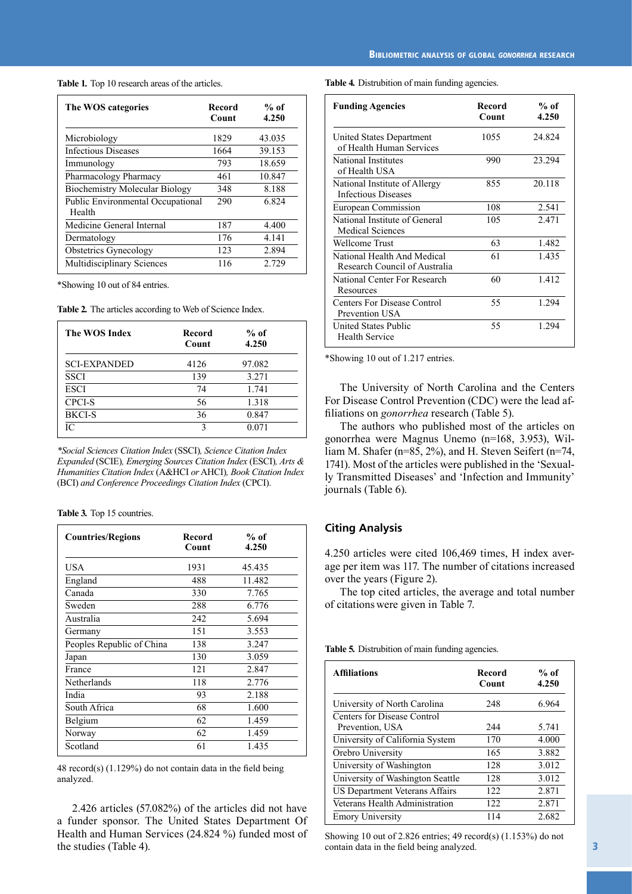**Table 1.** Top 10 research areas of the articles.

| The WOS categories | Record Count | % of 4.250 |
|---|---|---|
| Microbiology | 1829 | 43.035 |
| Infectious Diseases | 1664 | 39.153 |
| Immunology | 793 | 18.659 |
| Pharmacology Pharmacy | 461 | 10.847 |
| Biochemistry Molecular Biology | 348 | 8.188 |
| Public Environmental Occupational Health | 290 | 6.824 |
| Medicine General Internal | 187 | 4.400 |
| Dermatology | 176 | 4.141 |
| Obstetrics Gynecology | 123 | 2.894 |
| Multidisciplinary Sciences | 116 | 2.729 |

*Showing 10 out of 84 entries.

**Table 2.** The articles according to Web of Science Index.

| The WOS Index | Record Count | % of 4.250 |
|---|---|---|
| SCI-EXPANDED | 4126 | 97.082 |
| SSCI | 139 | 3.271 |
| ESCI | 74 | 1.741 |
| CPCI-S | 56 | 1.318 |
| BKCI-S | 36 | 0.847 |
| IC | 3 | 0.071 |

**Social Sciences Citation Index* (SSCI)*, Science Citation Index Expanded* (SCIE)*, Emerging Sources Citation Index* (ESCI)*, Arts & Humanities Citation Index* (A&HCI *or* AHCI)*, Book Citation Index* (BCI) *and Conference Proceedings Citation Index* (CPCI).

**Table 3.** Top 15 countries.

| Countries/Regions | Record Count | % of 4.250 |
|---|---|---|
| USA | 1931 | 45.435 |
| England | 488 | 11.482 |
| Canada | 330 | 7.765 |
| Sweden | 288 | 6.776 |
| Australia | 242 | 5.694 |
| Germany | 151 | 3.553 |
| Peoples Republic of China | 138 | 3.247 |
| Japan | 130 | 3.059 |
| France | 121 | 2.847 |
| Netherlands | 118 | 2.776 |
| India | 93 | 2.188 |
| South Africa | 68 | 1.600 |
| Belgium | 62 | 1.459 |
| Norway | 62 | 1.459 |
| Scotland | 61 | 1.435 |

48 record(s) (1.129%) do not contain data in the field being analyzed.

2.426 articles (57.082%) of the articles did not have a funder sponsor. The United States Department Of Health and Human Services (24.824 %) funded most of the studies (Table 4).

**Table 4.** Distrubition of main funding agencies.

| Funding Agencies | Record Count | % of 4.250 |
|---|---|---|
| United States Department of Health Human Services | 1055 | 24.824 |
| National Institutes of Health USA | 990 | 23.294 |
| National Institute of Allergy Infectious Diseases | 855 | 20.118 |
| European Commission | 108 | 2.541 |
| National Institute of General Medical Sciences | 105 | 2.471 |
| Wellcome Trust | 63 | 1.482 |
| National Health And Medical Research Council of Australia | 61 | 1.435 |
| National Center For Research Resources | 60 | 1.412 |
| Centers For Disease Control Prevention USA | 55 | 1.294 |
| United States Public Health Service | 55 | 1.294 |

*Showing 10 out of 1.217 entries.

The University of North Carolina and the Centers For Disease Control Prevention (CDC) were the lead affiliations on *gonorrhea* research (Table 5).

The authors who published most of the articles on gonorrhea were Magnus Unemo (n=168, 3.953), William M. Shafer (n=85, 2%), and H. Steven Seifert (n=74, 1741). Most of the articles were published in the 'Sexually Transmitted Diseases' and 'Infection and Immunity' journals (Table 6).

## Citing Analysis

4.250 articles were cited 106,469 times, H index average per item was 117. The number of citations increased over the years (Figure 2).

The top cited articles, the average and total number of citations were given in Table 7.

**Table 5.** Distrubition of main funding agencies.

| Affiliations | Record Count | % of 4.250 |
|---|---|---|
| University of North Carolina | 248 | 6.964 |
| Centers for Disease Control Prevention, USA | 244 | 5.741 |
| University of California System | 170 | 4.000 |
| Orebro University | 165 | 3.882 |
| University of Washington | 128 | 3.012 |
| University of Washington Seattle | 128 | 3.012 |
| US Department Veterans Affairs | 122 | 2.871 |
| Veterans Health Administration | 122 | 2.871 |
| Emory University | 114 | 2.682 |

Showing 10 out of 2.826 entries; 49 record(s) (1.153%) do not contain data in the field being analyzed.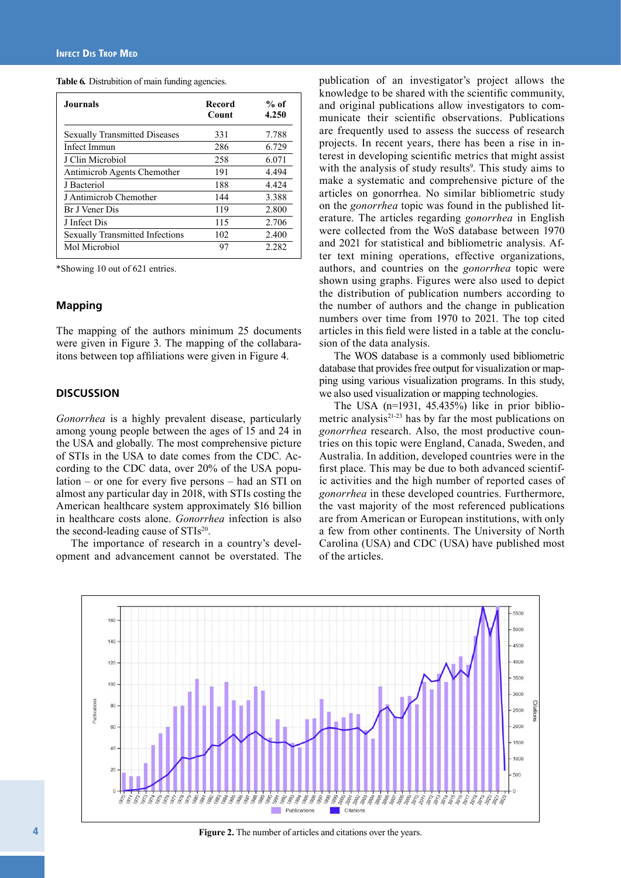**Table 6.** Distrubition of main funding agencies.

| Journals | Record Count | % of 4.250 |
|---|---|---|
| Sexually Transmitted Diseases | 331 | 7.788 |
| Infect Immun | 286 | 6.729 |
| J Clin Microbiol | 258 | 6.071 |
| Antimicrob Agents Chemother | 191 | 4.494 |
| J Bacteriol | 188 | 4.424 |
| J Antimicrob Chemother | 144 | 3.388 |
| Br J Vener Dis | 119 | 2.800 |
| J Infect Dis | 115 | 2.706 |
| Sexually Transmitted Infections | 102 | 2.400 |
| Mol Microbiol | 97 | 2.282 |

*Showing 10 out of 621 entries.

### Mapping

The mapping of the authors minimum 25 documents were given in Figure 3. The mapping of the collabaraitons between top affiliations were given in Figure 4.

## DISCUSSION

*Gonorrhea* is a highly prevalent disease, particularly among young people between the ages of 15 and 24 in the USA and globally. The most comprehensive picture of STIs in the USA to date comes from the CDC. According to the CDC data, over 20% of the USA population – or one for every five persons – had an STI on almost any particular day in 2018, with STIs costing the American healthcare system approximately $16 billion in healthcare costs alone. *Gonorrhea* infection is also the second-leading cause of STIs[20].

The importance of research in a country's development and advancement cannot be overstated. The publication of an investigator's project allows the knowledge to be shared with the scientific community, and original publications allow investigators to communicate their scientific observations. Publications are frequently used to assess the success of research projects. In recent years, there has been a rise in interest in developing scientific metrics that might assist with the analysis of study results[9]. This study aims to make a systematic and comprehensive picture of the articles on gonorrhea. No similar bibliometric study on the *gonorrhea* topic was found in the published literature. The articles regarding *gonorrhea* in English were collected from the WoS database between 1970 and 2021 for statistical and bibliometric analysis. After text mining operations, effective organizations, authors, and countries on the *gonorrhea* topic were shown using graphs. Figures were also used to depict the distribution of publication numbers according to the number of authors and the change in publication numbers over time from 1970 to 2021. The top cited articles in this field were listed in a table at the conclusion of the data analysis.

The WOS database is a commonly used bibliometric database that provides free output for visualization or mapping using various visualization programs. In this study, we also used visualization or mapping technologies.

The USA (n=1931, 45.435%) like in prior bibliometric analysis[21-23] has by far the most publications on *gonorrhea* research. Also, the most productive countries on this topic were England, Canada, Sweden, and Australia. In addition, developed countries were in the first place. This may be due to both advanced scientific activities and the high number of reported cases of *gonorrhea* in these developed countries. Furthermore, the vast majority of the most referenced publications are from American or European institutions, with only a few from other continents. The University of North Carolina (USA) and CDC (USA) have published most of the articles.

**Figure 2.** The number of articles and citations over the years.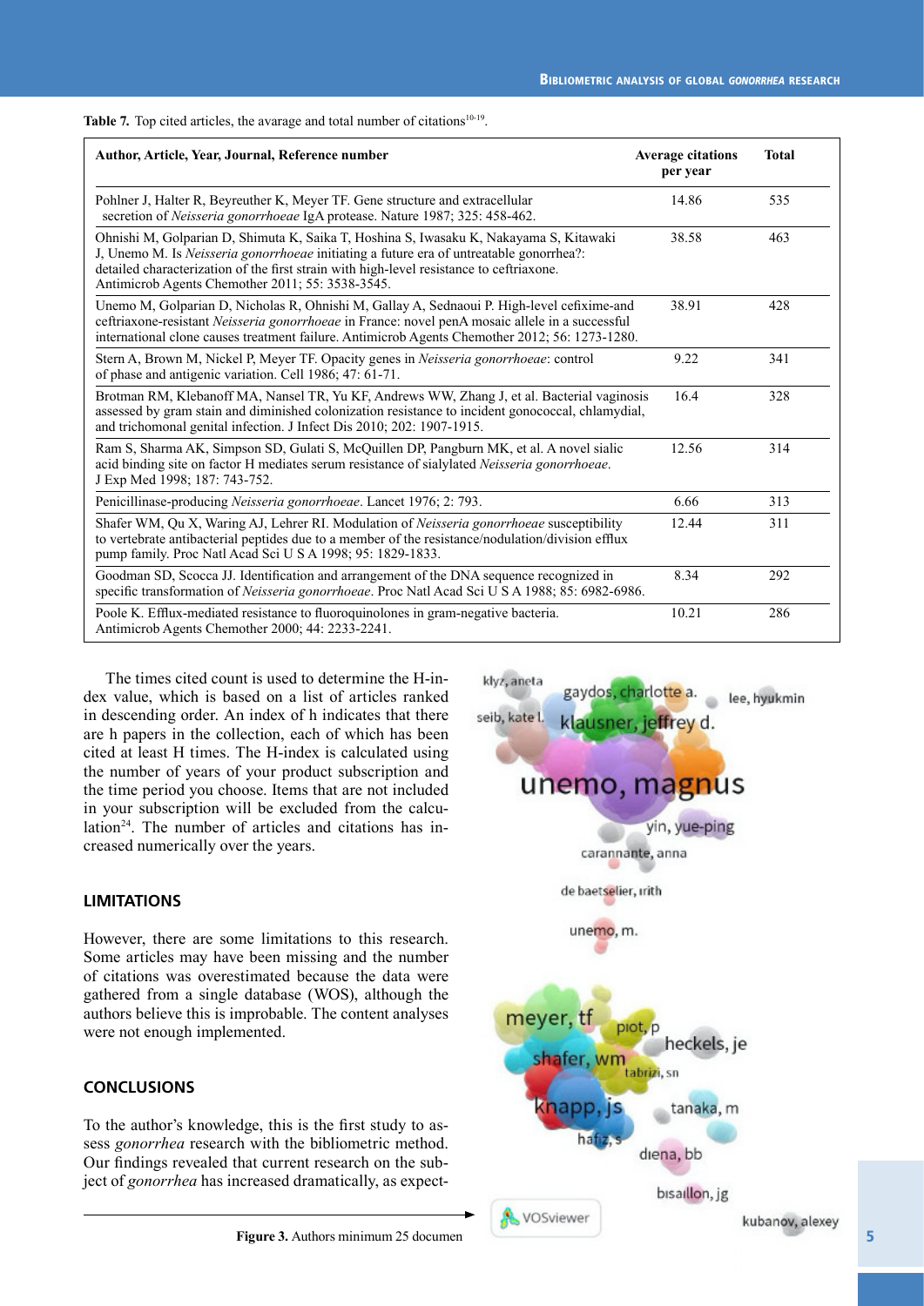**Table 7.** Top cited articles, the avarage and total number of citations[10-19].

| Author, Article, Year, Journal, Reference number | Average citations per year | Total |
|---|---|---|
| Pohlner J, Halter R, Beyreuther K, Meyer TF. Gene structure and extracellular secretion of *Neisseria gonorrhoeae* IgA protease. Nature 1987; 325: 458-462. | 14.86 | 535 |
| Ohnishi M, Golparian D, Shimuta K, Saika T, Hoshina S, Iwasaku K, Nakayama S, Kitawaki J, Unemo M. Is *Neisseria gonorrhoeae* initiating a future era of untreatable gonorrhea?: detailed characterization of the first strain with high-level resistance to ceftriaxone. Antimicrob Agents Chemother 2011; 55: 3538-3545. | 38.58 | 463 |
| Unemo M, Golparian D, Nicholas R, Ohnishi M, Gallay A, Sednaoui P. High-level cefixime-and ceftriaxone-resistant *Neisseria gonorrhoeae* in France: novel penA mosaic allele in a successful international clone causes treatment failure. Antimicrob Agents Chemother 2012; 56: 1273-1280. | 38.91 | 428 |
| Stern A, Brown M, Nickel P, Meyer TF. Opacity genes in *Neisseria gonorrhoeae*: control of phase and antigenic variation. Cell 1986; 47: 61-71. | 9.22 | 341 |
| Brotman RM, Klebanoff MA, Nansel TR, Yu KF, Andrews WW, Zhang J, et al. Bacterial vaginosis assessed by gram stain and diminished colonization resistance to incident gonococcal, chlamydial, and trichomonal genital infection. J Infect Dis 2010; 202: 1907-1915. | 16.4 | 328 |
| Ram S, Sharma AK, Simpson SD, Gulati S, McQuillen DP, Pangburn MK, et al. A novel sialic acid binding site on factor H mediates serum resistance of sialylated *Neisseria gonorrhoeae*. J Exp Med 1998; 187: 743-752. | 12.56 | 314 |
| Penicillinase-producing *Neisseria gonorrhoeae*. Lancet 1976; 2: 793. | 6.66 | 313 |
| Shafer WM, Qu X, Waring AJ, Lehrer RI. Modulation of *Neisseria gonorrhoeae* susceptibility to vertebrate antibacterial peptides due to a member of the resistance/nodulation/division efflux pump family. Proc Natl Acad Sci U S A 1998; 95: 1829-1833. | 12.44 | 311 |
| Goodman SD, Scocca JJ. Identification and arrangement of the DNA sequence recognized in specific transformation of *Neisseria gonorrhoeae*. Proc Natl Acad Sci U S A 1988; 85: 6982-6986. | 8.34 | 292 |
| Poole K. Efflux-mediated resistance to fluoroquinolones in gram-negative bacteria. Antimicrob Agents Chemother 2000; 44: 2233-2241. | 10.21 | 286 |

The times cited count is used to determine the H-index value, which is based on a list of articles ranked in descending order. An index of h indicates that there are h papers in the collection, each of which has been cited at least H times. The H-index is calculated using the number of years of your product subscription and the time period you choose. Items that are not included in your subscription will be excluded from the calculation[24]. The number of articles and citations has increased numerically over the years.

## LIMITATIONS

However, there are some limitations to this research. Some articles may have been missing and the number of citations was overestimated because the data were gathered from a single database (WOS), although the authors believe this is improbable. The content analyses were not enough implemented.

## CONCLUSIONS

To the author's knowledge, this is the first study to assess *gonorrhea* research with the bibliometric method. Our findings revealed that current research on the subject of *gonorrhea* has increased dramatically, as expect-

**Figure 3.** Authors minimum 25 documen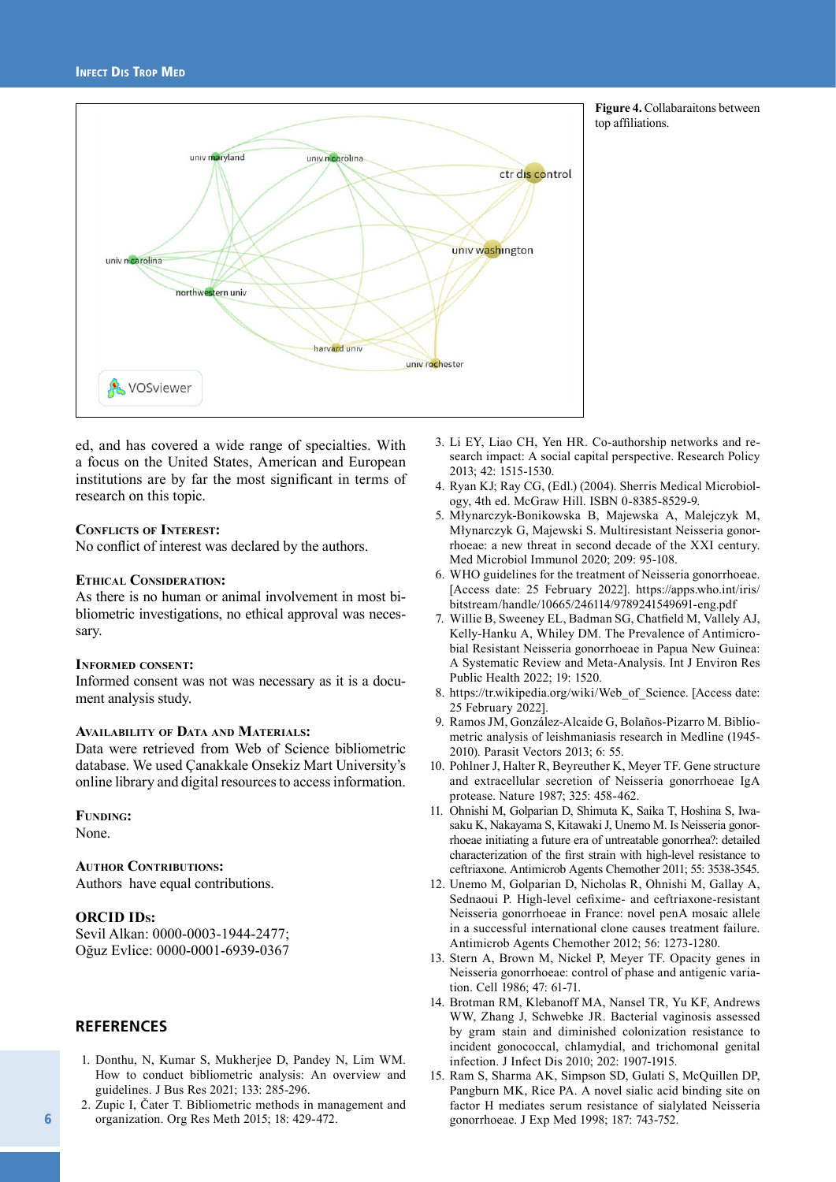**Figure 4.** Collabaraitons between top affiliations.

ed, and has covered a wide range of specialties. With a focus on the United States, American and European institutions are by far the most significant in terms of research on this topic.

### Conflicts of Interest:

No conflict of interest was declared by the authors.

### Ethical Consideration:

As there is no human or animal involvement in most bibliometric investigations, no ethical approval was necessary.

### Informed consent:

Informed consent was not was necessary as it is a document analysis study.

### Availability of Data and Materials:

Data were retrieved from Web of Science bibliometric database. We used Çanakkale Onsekiz Mart University's online library and digital resources to access information.

### Funding:

None.

### Author Contributions:

Authors have equal contributions.

### ORCID IDs:

Sevil Alkan: 0000-0003-1944-2477;
Oğuz Evlice: 0000-0001-6939-0367

## REFERENCES

1. Donthu, N, Kumar S, Mukherjee D, Pandey N, Lim WM. How to conduct bibliometric analysis: An overview and guidelines. J Bus Res 2021; 133: 285-296.
2. Zupic I, Čater T. Bibliometric methods in management and organization. Org Res Meth 2015; 18: 429-472.
3. Li EY, Liao CH, Yen HR. Co-authorship networks and research impact: A social capital perspective. Research Policy 2013; 42: 1515-1530.
4. Ryan KJ; Ray CG, (Edl.) (2004). Sherris Medical Microbiology, 4th ed. McGraw Hill. ISBN 0-8385-8529-9.
5. Młynarczyk-Bonikowska B, Majewska A, Malejczyk M, Młynarczyk G, Majewski S. Multiresistant Neisseria gonorrhoeae: a new threat in second decade of the XXI century. Med Microbiol Immunol 2020; 209: 95-108.
6. WHO guidelines for the treatment of Neisseria gonorrhoeae. [Access date: 25 February 2022]. https://apps.who.int/iris/bitstream/handle/10665/246114/9789241549691-eng.pdf
7. Willie B, Sweeney EL, Badman SG, Chatfield M, Vallely AJ, Kelly-Hanku A, Whiley DM. The Prevalence of Antimicrobial Resistant Neisseria gonorrhoeae in Papua New Guinea: A Systematic Review and Meta-Analysis. Int J Environ Res Public Health 2022; 19: 1520.
8. https://tr.wikipedia.org/wiki/Web_of_Science. [Access date: 25 February 2022].
9. Ramos JM, González-Alcaide G, Bolaños-Pizarro M. Bibliometric analysis of leishmaniasis research in Medline (1945-2010). Parasit Vectors 2013; 6: 55.
10. Pohlner J, Halter R, Beyreuther K, Meyer TF. Gene structure and extracellular secretion of Neisseria gonorrhoeae IgA protease. Nature 1987; 325: 458-462.
11. Ohnishi M, Golparian D, Shimuta K, Saika T, Hoshina S, Iwasaku K, Nakayama S, Kitawaki J, Unemo M. Is Neisseria gonorrhoeae initiating a future era of untreatable gonorrhea?: detailed characterization of the first strain with high-level resistance to ceftriaxone. Antimicrob Agents Chemother 2011; 55: 3538-3545.
12. Unemo M, Golparian D, Nicholas R, Ohnishi M, Gallay A, Sednaoui P. High-level cefixime- and ceftriaxone-resistant Neisseria gonorrhoeae in France: novel penA mosaic allele in a successful international clone causes treatment failure. Antimicrob Agents Chemother 2012; 56: 1273-1280.
13. Stern A, Brown M, Nickel P, Meyer TF. Opacity genes in Neisseria gonorrhoeae: control of phase and antigenic variation. Cell 1986; 47: 61-71.
14. Brotman RM, Klebanoff MA, Nansel TR, Yu KF, Andrews WW, Zhang J, Schwebke JR. Bacterial vaginosis assessed by gram stain and diminished colonization resistance to incident gonococcal, chlamydial, and trichomonal genital infection. J Infect Dis 2010; 202: 1907-1915.
15. Ram S, Sharma AK, Simpson SD, Gulati S, McQuillen DP, Pangburn MK, Rice PA. A novel sialic acid binding site on factor H mediates serum resistance of sialylated Neisseria gonorrhoeae. J Exp Med 1998; 187: 743-752.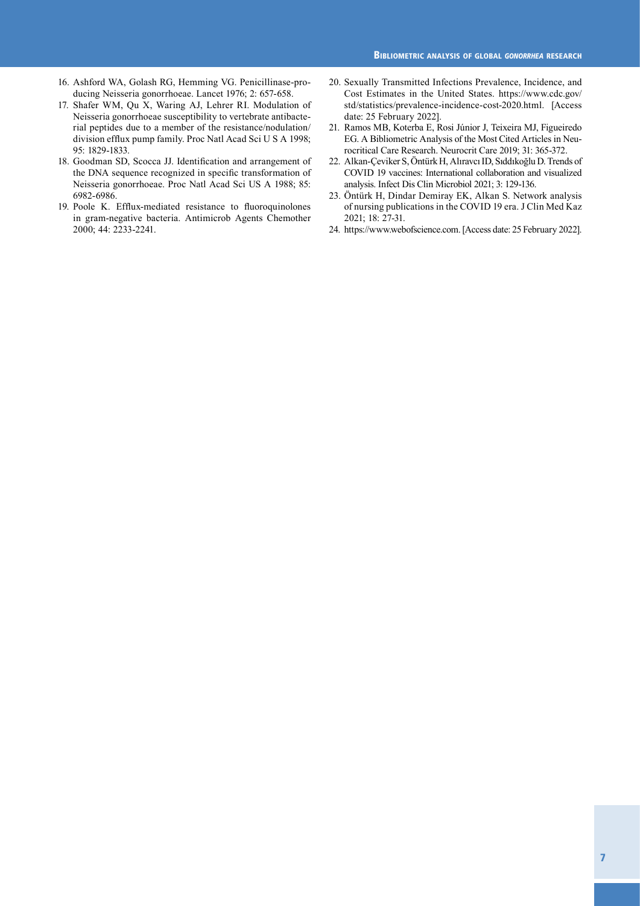16. Ashford WA, Golash RG, Hemming VG. Penicillinase-producing Neisseria gonorrhoeae. Lancet 1976; 2: 657-658.
17. Shafer WM, Qu X, Waring AJ, Lehrer RI. Modulation of Neisseria gonorrhoeae susceptibility to vertebrate antibacterial peptides due to a member of the resistance/nodulation/division efflux pump family. Proc Natl Acad Sci U S A 1998; 95: 1829-1833.
18. Goodman SD, Scocca JJ. Identification and arrangement of the DNA sequence recognized in specific transformation of Neisseria gonorrhoeae. Proc Natl Acad Sci US A 1988; 85: 6982-6986.
19. Poole K. Efflux-mediated resistance to fluoroquinolones in gram-negative bacteria. Antimicrob Agents Chemother 2000; 44: 2233-2241.
20. Sexually Transmitted Infections Prevalence, Incidence, and Cost Estimates in the United States. https://www.cdc.gov/std/statistics/prevalence-incidence-cost-2020.html. [Access date: 25 February 2022].
21. Ramos MB, Koterba E, Rosi Júnior J, Teixeira MJ, Figueiredo EG. A Bibliometric Analysis of the Most Cited Articles in Neurocritical Care Research. Neurocrit Care 2019; 31: 365-372.
22. Alkan-Çeviker S, Öntürk H, Alıravcı ID, Sıddıkoğlu D. Trends of COVID 19 vaccines: International collaboration and visualized analysis. Infect Dis Clin Microbiol 2021; 3: 129-136.
23. Öntürk H, Dindar Demiray EK, Alkan S. Network analysis of nursing publications in the COVID 19 era. J Clin Med Kaz 2021; 18: 27-31.
24. https://www.webofscience.com. [Access date: 25 February 2022].